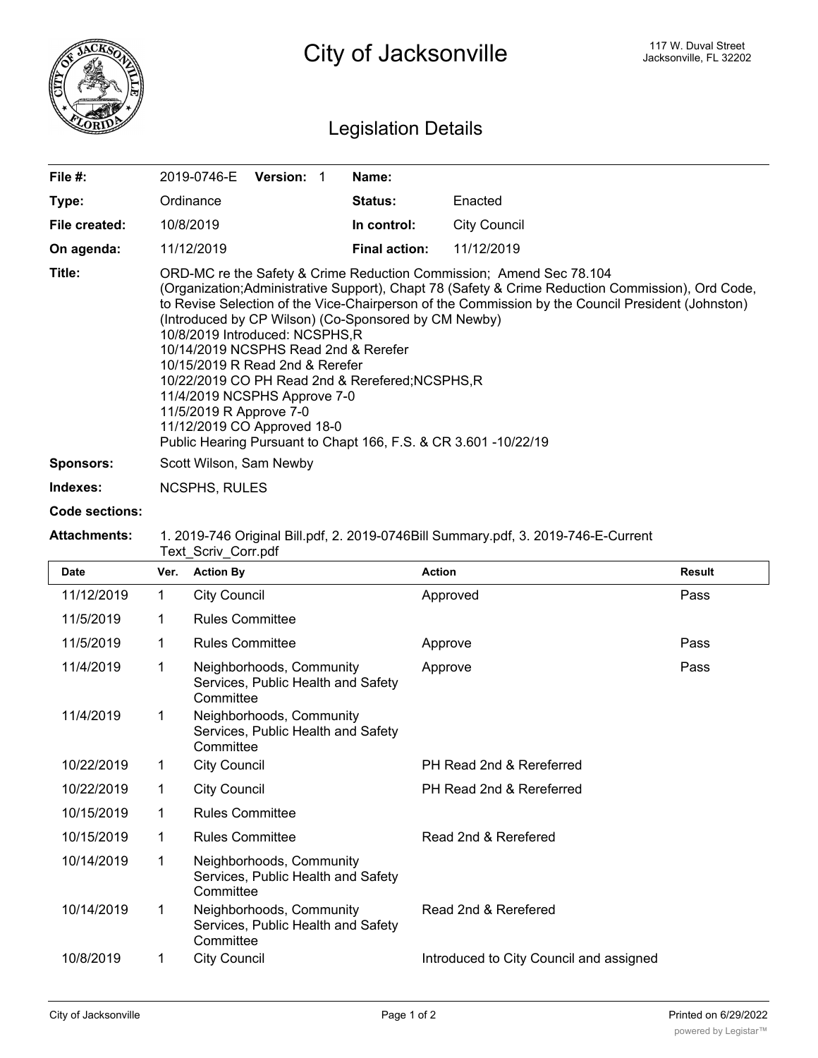# City of Jacksonville

117 W. Duval Street
Jacksonville, FL 32202

## Legislation Details

| | | | |
|---|---|---|---|
| **File #:** | 2019-0746-E **Version:** 1 | **Name:** | |
| **Type:** | Ordinance | **Status:** | Enacted |
| **File created:** | 10/8/2019 | **In control:** | City Council |
| **On agenda:** | 11/12/2019 | **Final action:** | 11/12/2019 |

**Title:** ORD-MC re the Safety & Crime Reduction Commission; Amend Sec 78.104 (Organization;Administrative Support), Chapt 78 (Safety & Crime Reduction Commission), Ord Code, to Revise Selection of the Vice-Chairperson of the Commission by the Council President (Johnston) (Introduced by CP Wilson) (Co-Sponsored by CM Newby)
10/8/2019 Introduced: NCSPHS,R
10/14/2019 NCSPHS Read 2nd & Rerefer
10/15/2019 R Read 2nd & Rerefer
10/22/2019 CO PH Read 2nd & Rerefered;NCSPHS,R
11/4/2019 NCSPHS Approve 7-0
11/5/2019 R Approve 7-0
11/12/2019 CO Approved 18-0
Public Hearing Pursuant to Chapt 166, F.S. & CR 3.601 -10/22/19

**Sponsors:** Scott Wilson, Sam Newby

**Indexes:** NCSPHS, RULES

**Code sections:**

**Attachments:** 1. 2019-746 Original Bill.pdf, 2. 2019-0746Bill Summary.pdf, 3. 2019-746-E-Current Text_Scriv_Corr.pdf

| Date | Ver. | Action By | Action | Result |
|---|---|---|---|---|
| 11/12/2019 | 1 | City Council | Approved | Pass |
| 11/5/2019 | 1 | Rules Committee | | |
| 11/5/2019 | 1 | Rules Committee | Approve | Pass |
| 11/4/2019 | 1 | Neighborhoods, Community Services, Public Health and Safety Committee | Approve | Pass |
| 11/4/2019 | 1 | Neighborhoods, Community Services, Public Health and Safety Committee | | |
| 10/22/2019 | 1 | City Council | PH Read 2nd & Rereferred | |
| 10/22/2019 | 1 | City Council | PH Read 2nd & Rereferred | |
| 10/15/2019 | 1 | Rules Committee | | |
| 10/15/2019 | 1 | Rules Committee | Read 2nd & Rerefered | |
| 10/14/2019 | 1 | Neighborhoods, Community Services, Public Health and Safety Committee | | |
| 10/14/2019 | 1 | Neighborhoods, Community Services, Public Health and Safety Committee | Read 2nd & Rerefered | |
| 10/8/2019 | 1 | City Council | Introduced to City Council and assigned | |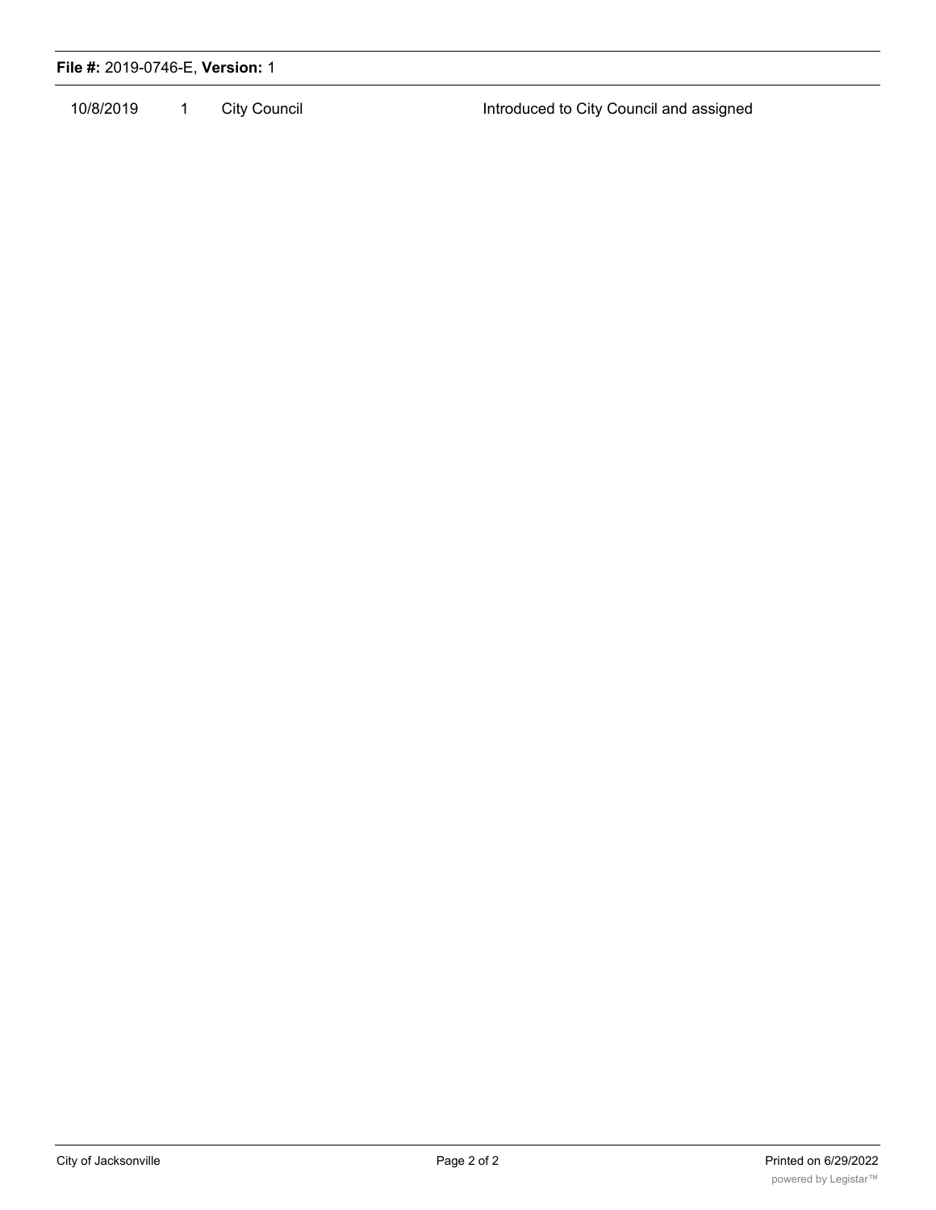**File #:** 2019-0746-E, **Version:** 1

| | | | |
|---|---|---|---|
| 10/8/2019 | 1 | City Council | Introduced to City Council and assigned |